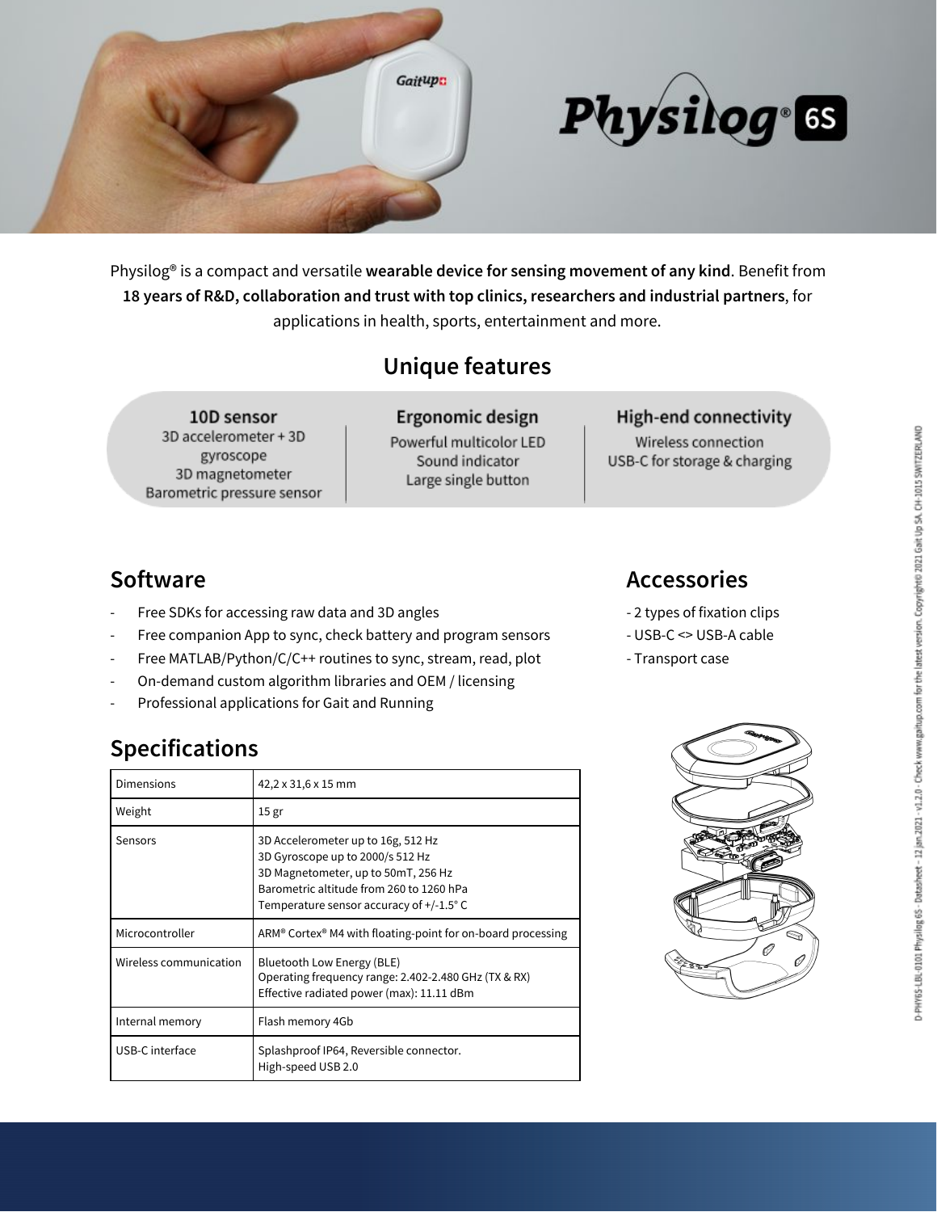# Physilog® 6S

Physilog® is a compact and versatile **wearable device for sensing movement of any kind**. Benefit from **18 years of R&D, collaboration and trust with top clinics, researchers and industrial partners**, for applications in health, sports, entertainment and more.

## Unique features

**10D sensor**
3D accelerometer + 3D gyroscope
3D magnetometer
Barometric pressure sensor

**Ergonomic design**
Powerful multicolor LED
Sound indicator
Large single button

**High-end connectivity**
Wireless connection
USB-C for storage & charging

## Software

- Free SDKs for accessing raw data and 3D angles
- Free companion App to sync, check battery and program sensors
- Free MATLAB/Python/C/C++ routines to sync, stream, read, plot
- On-demand custom algorithm libraries and OEM / licensing
- Professional applications for Gait and Running

## Accessories

- 2 types of fixation clips
- USB-C <> USB-A cable
- Transport case

## Specifications

| | |
|---|---|
| Dimensions | 42,2 x 31,6 x 15 mm |
| Weight | 15 gr |
| Sensors | 3D Accelerometer up to 16g, 512 Hz<br>3D Gyroscope up to 2000/s 512 Hz<br>3D Magnetometer, up to 50mT, 256 Hz<br>Barometric altitude from 260 to 1260 hPa<br>Temperature sensor accuracy of +/-1.5° C |
| Microcontroller | ARM® Cortex® M4 with floating-point for on-board processing |
| Wireless communication | Bluetooth Low Energy (BLE)<br>Operating frequency range: 2.402-2.480 GHz (TX & RX)<br>Effective radiated power (max): 11.11 dBm |
| Internal memory | Flash memory 4Gb |
| USB-C interface | Splashproof IP64, Reversible connector.<br>High-speed USB 2.0 |

D-PHY6S-LBL-0101 Physilog 6S - Datasheet – 12 Jan 2021 – v1.2.0 - Check www.gaitup.com for the latest version. Copyright© 2021 Gait Up SA, CH-1015 SWITZERLAND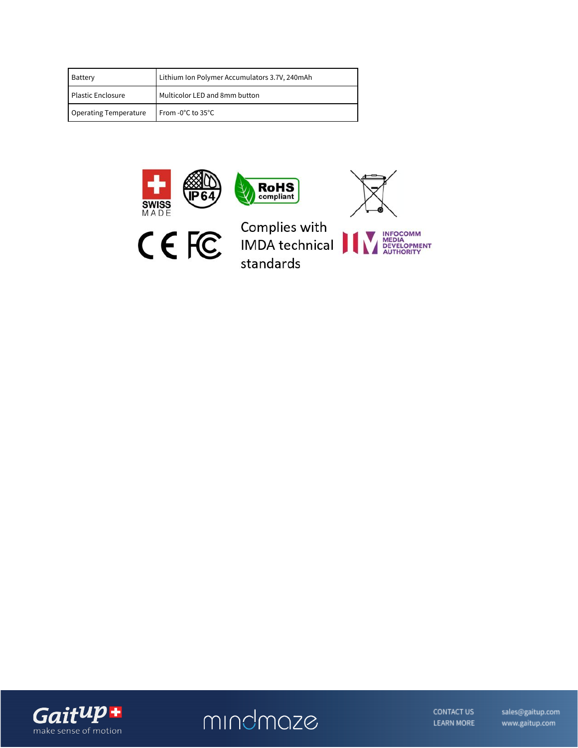| | |
|---|---|
| Battery | Lithium Ion Polymer Accumulators 3.7V, 240mAh |
| Plastic Enclosure | Multicolor LED and 8mm button |
| Operating Temperature | From -0°C to 35°C |

Complies with IMDA technical standards